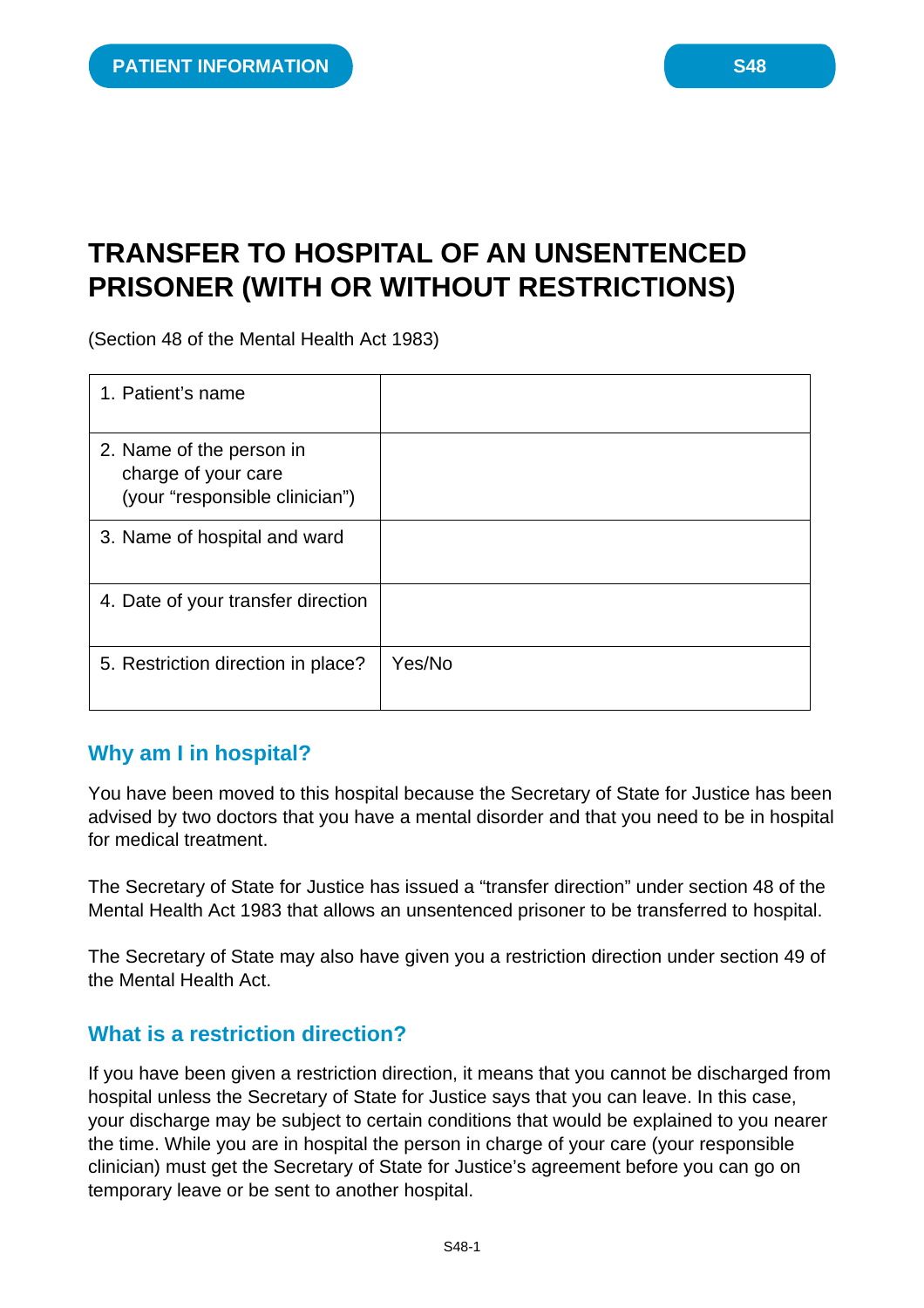PATIENT INFORMATION

S48

# TRANSFER TO HOSPITAL OF AN UNSENTENCED PRISONER (WITH OR WITHOUT RESTRICTIONS)

(Section 48 of the Mental Health Act 1983)

| | |
|---|---|
| 1. Patient's name | |
| 2. Name of the person in charge of your care (your "responsible clinician") | |
| 3. Name of hospital and ward | |
| 4. Date of your transfer direction | |
| 5. Restriction direction in place? | Yes/No |

## Why am I in hospital?

You have been moved to this hospital because the Secretary of State for Justice has been advised by two doctors that you have a mental disorder and that you need to be in hospital for medical treatment.

The Secretary of State for Justice has issued a "transfer direction" under section 48 of the Mental Health Act 1983 that allows an unsentenced prisoner to be transferred to hospital.

The Secretary of State may also have given you a restriction direction under section 49 of the Mental Health Act.

## What is a restriction direction?

If you have been given a restriction direction, it means that you cannot be discharged from hospital unless the Secretary of State for Justice says that you can leave. In this case, your discharge may be subject to certain conditions that would be explained to you nearer the time. While you are in hospital the person in charge of your care (your responsible clinician) must get the Secretary of State for Justice's agreement before you can go on temporary leave or be sent to another hospital.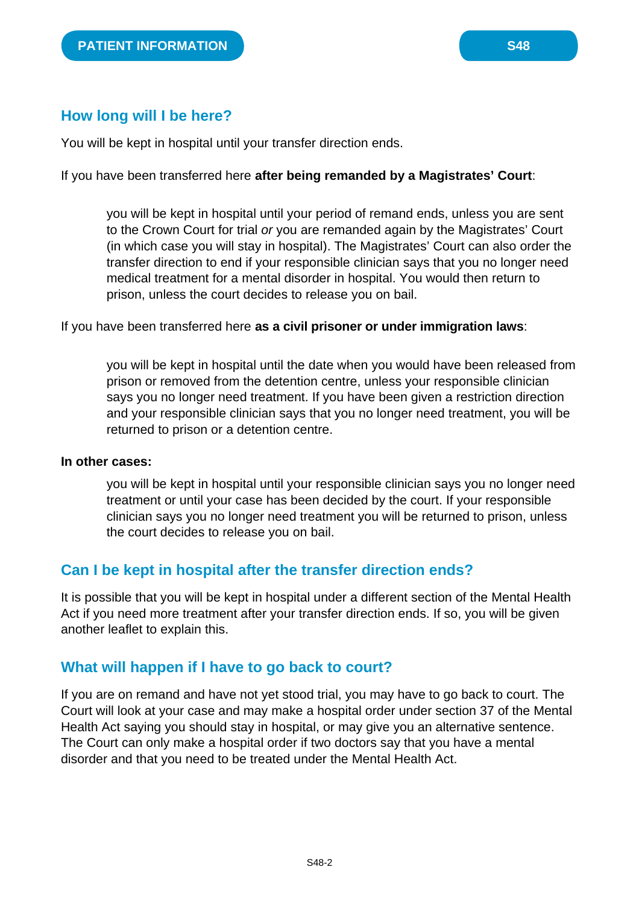## How long will I be here?

You will be kept in hospital until your transfer direction ends.

If you have been transferred here **after being remanded by a Magistrates' Court**:

> you will be kept in hospital until your period of remand ends, unless you are sent to the Crown Court for trial *or* you are remanded again by the Magistrates' Court (in which case you will stay in hospital). The Magistrates' Court can also order the transfer direction to end if your responsible clinician says that you no longer need medical treatment for a mental disorder in hospital. You would then return to prison, unless the court decides to release you on bail.

If you have been transferred here **as a civil prisoner or under immigration laws**:

> you will be kept in hospital until the date when you would have been released from prison or removed from the detention centre, unless your responsible clinician says you no longer need treatment. If you have been given a restriction direction and your responsible clinician says that you no longer need treatment, you will be returned to prison or a detention centre.

**In other cases:**

> you will be kept in hospital until your responsible clinician says you no longer need treatment or until your case has been decided by the court. If your responsible clinician says you no longer need treatment you will be returned to prison, unless the court decides to release you on bail.

## Can I be kept in hospital after the transfer direction ends?

It is possible that you will be kept in hospital under a different section of the Mental Health Act if you need more treatment after your transfer direction ends. If so, you will be given another leaflet to explain this.

## What will happen if I have to go back to court?

If you are on remand and have not yet stood trial, you may have to go back to court. The Court will look at your case and may make a hospital order under section 37 of the Mental Health Act saying you should stay in hospital, or may give you an alternative sentence. The Court can only make a hospital order if two doctors say that you have a mental disorder and that you need to be treated under the Mental Health Act.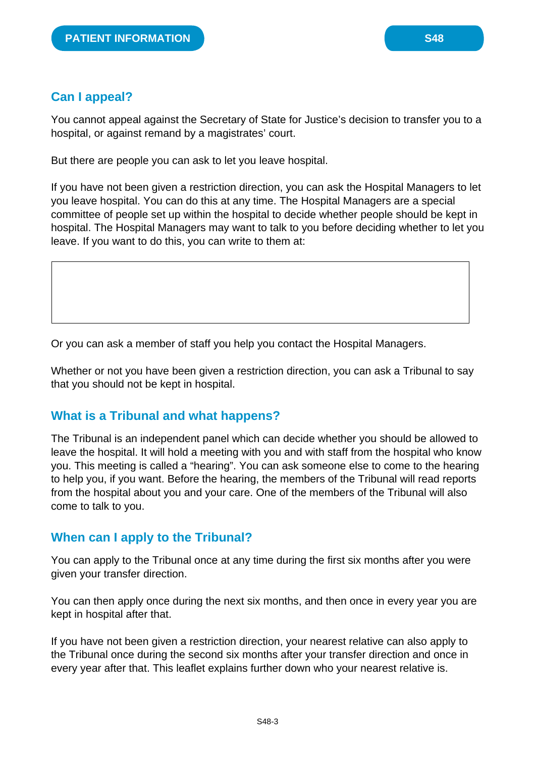## Can I appeal?

You cannot appeal against the Secretary of State for Justice's decision to transfer you to a hospital, or against remand by a magistrates' court.

But there are people you can ask to let you leave hospital.

If you have not been given a restriction direction, you can ask the Hospital Managers to let you leave hospital. You can do this at any time. The Hospital Managers are a special committee of people set up within the hospital to decide whether people should be kept in hospital. The Hospital Managers may want to talk to you before deciding whether to let you leave. If you want to do this, you can write to them at:

Or you can ask a member of staff you help you contact the Hospital Managers.

Whether or not you have been given a restriction direction, you can ask a Tribunal to say that you should not be kept in hospital.

## What is a Tribunal and what happens?

The Tribunal is an independent panel which can decide whether you should be allowed to leave the hospital. It will hold a meeting with you and with staff from the hospital who know you. This meeting is called a "hearing". You can ask someone else to come to the hearing to help you, if you want. Before the hearing, the members of the Tribunal will read reports from the hospital about you and your care. One of the members of the Tribunal will also come to talk to you.

## When can I apply to the Tribunal?

You can apply to the Tribunal once at any time during the first six months after you were given your transfer direction.

You can then apply once during the next six months, and then once in every year you are kept in hospital after that.

If you have not been given a restriction direction, your nearest relative can also apply to the Tribunal once during the second six months after your transfer direction and once in every year after that. This leaflet explains further down who your nearest relative is.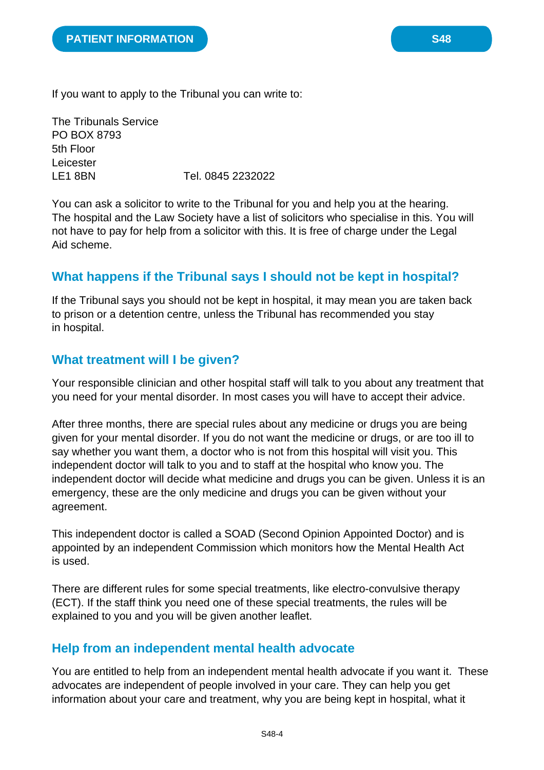If you want to apply to the Tribunal you can write to:

The Tribunals Service
PO BOX 8793
5th Floor
Leicester
LE1 8BN                    Tel. 0845 2232022

You can ask a solicitor to write to the Tribunal for you and help you at the hearing. The hospital and the Law Society have a list of solicitors who specialise in this. You will not have to pay for help from a solicitor with this. It is free of charge under the Legal Aid scheme.

## What happens if the Tribunal says I should not be kept in hospital?

If the Tribunal says you should not be kept in hospital, it may mean you are taken back to prison or a detention centre, unless the Tribunal has recommended you stay in hospital.

## What treatment will I be given?

Your responsible clinician and other hospital staff will talk to you about any treatment that you need for your mental disorder. In most cases you will have to accept their advice.

After three months, there are special rules about any medicine or drugs you are being given for your mental disorder. If you do not want the medicine or drugs, or are too ill to say whether you want them, a doctor who is not from this hospital will visit you. This independent doctor will talk to you and to staff at the hospital who know you. The independent doctor will decide what medicine and drugs you can be given. Unless it is an emergency, these are the only medicine and drugs you can be given without your agreement.

This independent doctor is called a SOAD (Second Opinion Appointed Doctor) and is appointed by an independent Commission which monitors how the Mental Health Act is used.

There are different rules for some special treatments, like electro-convulsive therapy (ECT). If the staff think you need one of these special treatments, the rules will be explained to you and you will be given another leaflet.

## Help from an independent mental health advocate

You are entitled to help from an independent mental health advocate if you want it. These advocates are independent of people involved in your care. They can help you get information about your care and treatment, why you are being kept in hospital, what it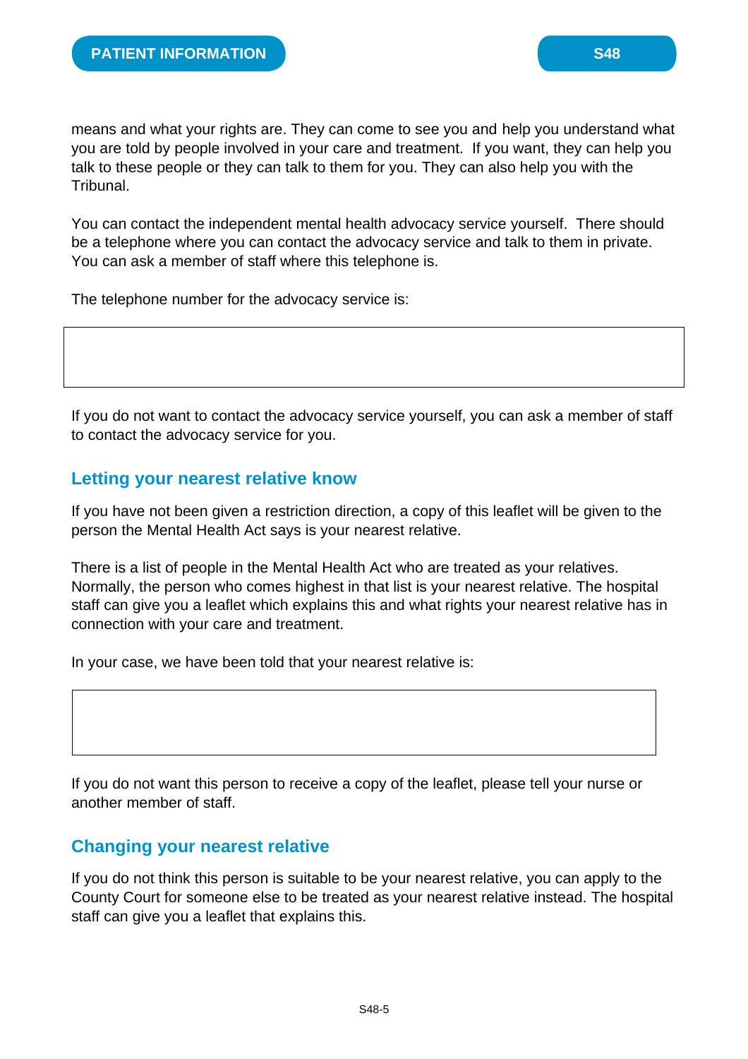means and what your rights are. They can come to see you and help you understand what you are told by people involved in your care and treatment. If you want, they can help you talk to these people or they can talk to them for you. They can also help you with the Tribunal.

You can contact the independent mental health advocacy service yourself. There should be a telephone where you can contact the advocacy service and talk to them in private. You can ask a member of staff where this telephone is.

The telephone number for the advocacy service is:

| |
|---|
| |

If you do not want to contact the advocacy service yourself, you can ask a member of staff to contact the advocacy service for you.

## Letting your nearest relative know

If you have not been given a restriction direction, a copy of this leaflet will be given to the person the Mental Health Act says is your nearest relative.

There is a list of people in the Mental Health Act who are treated as your relatives. Normally, the person who comes highest in that list is your nearest relative. The hospital staff can give you a leaflet which explains this and what rights your nearest relative has in connection with your care and treatment.

In your case, we have been told that your nearest relative is:

| |
|---|
| |

If you do not want this person to receive a copy of the leaflet, please tell your nurse or another member of staff.

## Changing your nearest relative

If you do not think this person is suitable to be your nearest relative, you can apply to the County Court for someone else to be treated as your nearest relative instead. The hospital staff can give you a leaflet that explains this.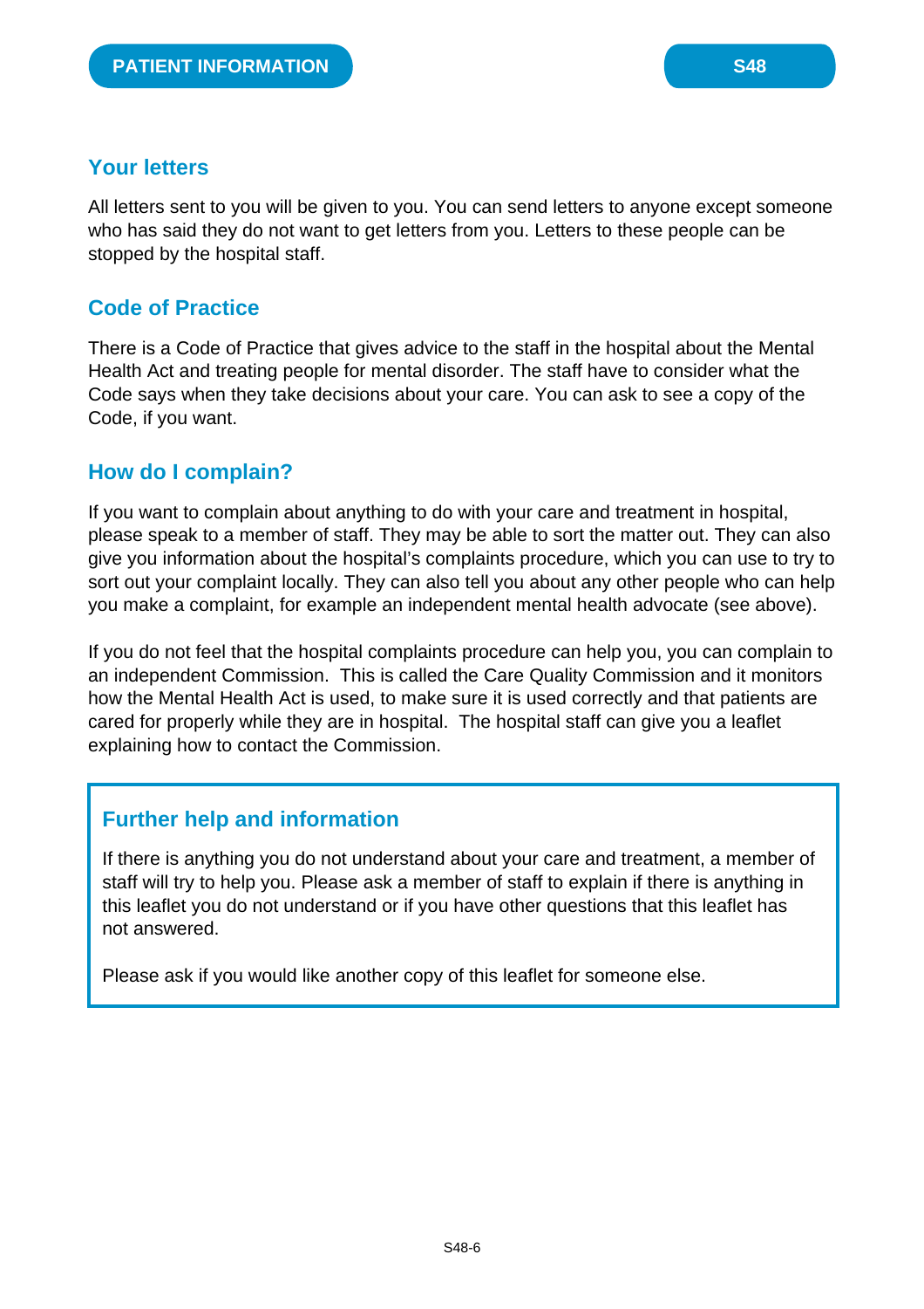## Your letters

All letters sent to you will be given to you. You can send letters to anyone except someone who has said they do not want to get letters from you. Letters to these people can be stopped by the hospital staff.

## Code of Practice

There is a Code of Practice that gives advice to the staff in the hospital about the Mental Health Act and treating people for mental disorder. The staff have to consider what the Code says when they take decisions about your care. You can ask to see a copy of the Code, if you want.

## How do I complain?

If you want to complain about anything to do with your care and treatment in hospital, please speak to a member of staff. They may be able to sort the matter out. They can also give you information about the hospital's complaints procedure, which you can use to try to sort out your complaint locally. They can also tell you about any other people who can help you make a complaint, for example an independent mental health advocate (see above).

If you do not feel that the hospital complaints procedure can help you, you can complain to an independent Commission. This is called the Care Quality Commission and it monitors how the Mental Health Act is used, to make sure it is used correctly and that patients are cared for properly while they are in hospital. The hospital staff can give you a leaflet explaining how to contact the Commission.

## Further help and information

If there is anything you do not understand about your care and treatment, a member of staff will try to help you. Please ask a member of staff to explain if there is anything in this leaflet you do not understand or if you have other questions that this leaflet has not answered.

Please ask if you would like another copy of this leaflet for someone else.